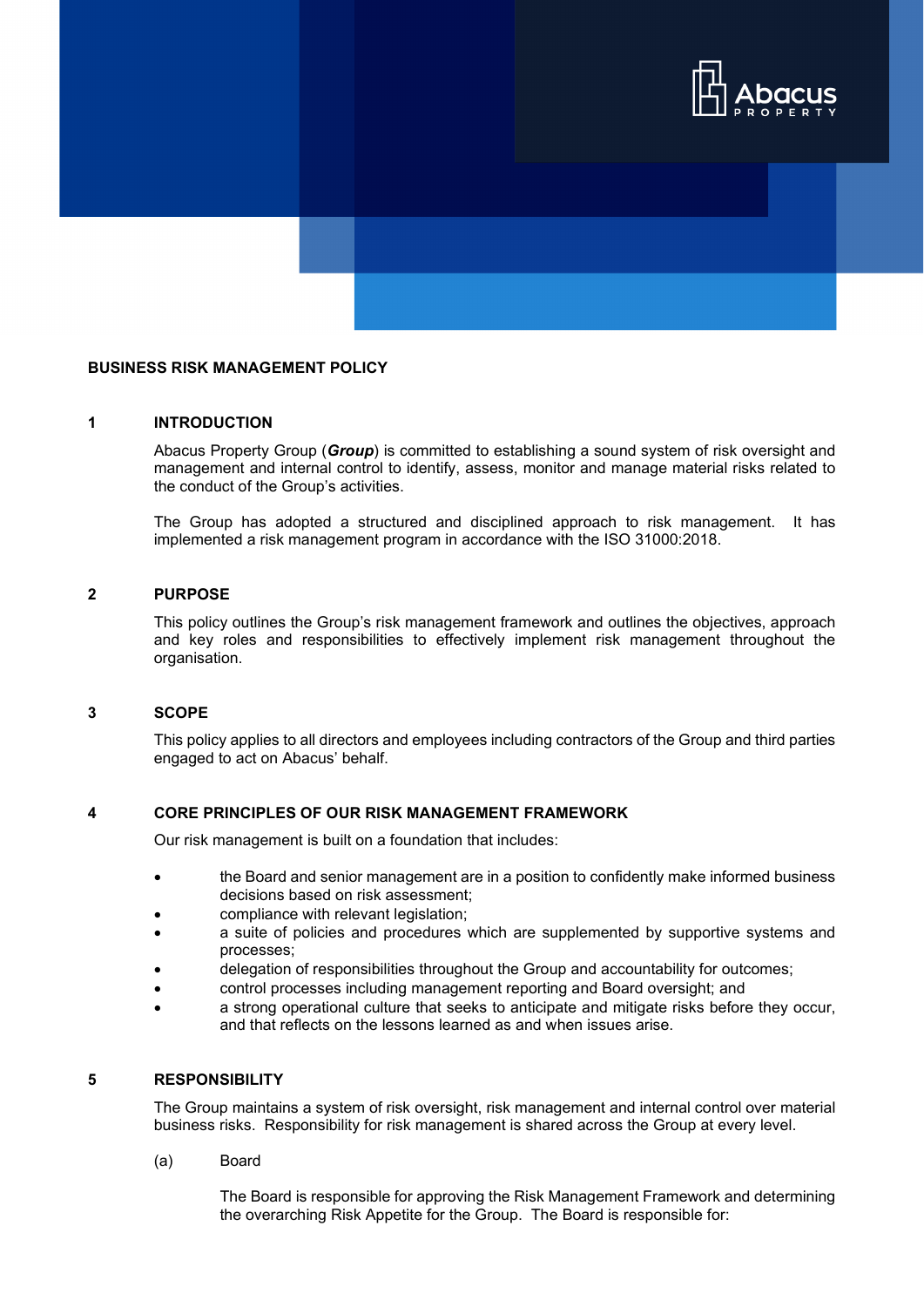# BUSINESS RISK MANAGEMENT POLICY

## 1 INTRODUCTION

Abacus Property Group (***Group***) is committed to establishing a sound system of risk oversight and management and internal control to identify, assess, monitor and manage material risks related to the conduct of the Group's activities.

The Group has adopted a structured and disciplined approach to risk management. It has implemented a risk management program in accordance with the ISO 31000:2018.

## 2 PURPOSE

This policy outlines the Group's risk management framework and outlines the objectives, approach and key roles and responsibilities to effectively implement risk management throughout the organisation.

## 3 SCOPE

This policy applies to all directors and employees including contractors of the Group and third parties engaged to act on Abacus' behalf.

## 4 CORE PRINCIPLES OF OUR RISK MANAGEMENT FRAMEWORK

Our risk management is built on a foundation that includes:

- the Board and senior management are in a position to confidently make informed business decisions based on risk assessment;
- compliance with relevant legislation;
- a suite of policies and procedures which are supplemented by supportive systems and processes;
- delegation of responsibilities throughout the Group and accountability for outcomes;
- control processes including management reporting and Board oversight; and
- a strong operational culture that seeks to anticipate and mitigate risks before they occur, and that reflects on the lessons learned as and when issues arise.

## 5 RESPONSIBILITY

The Group maintains a system of risk oversight, risk management and internal control over material business risks. Responsibility for risk management is shared across the Group at every level.

(a) Board

The Board is responsible for approving the Risk Management Framework and determining the overarching Risk Appetite for the Group. The Board is responsible for: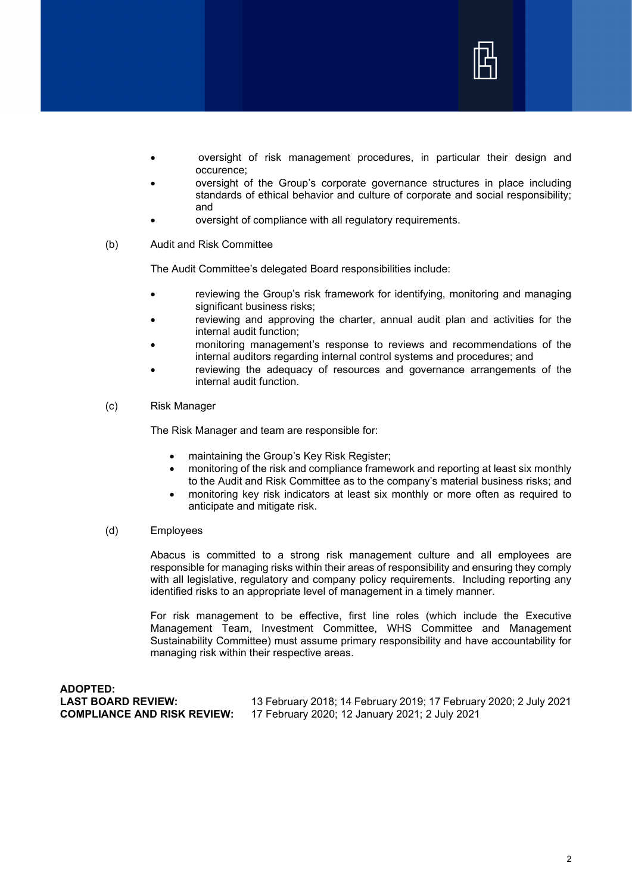- oversight of risk management procedures, in particular their design and occurence;
- oversight of the Group's corporate governance structures in place including standards of ethical behavior and culture of corporate and social responsibility; and
- oversight of compliance with all regulatory requirements.

(b) Audit and Risk Committee

The Audit Committee's delegated Board responsibilities include:

- reviewing the Group's risk framework for identifying, monitoring and managing significant business risks;
- reviewing and approving the charter, annual audit plan and activities for the internal audit function;
- monitoring management's response to reviews and recommendations of the internal auditors regarding internal control systems and procedures; and
- reviewing the adequacy of resources and governance arrangements of the internal audit function.

(c) Risk Manager

The Risk Manager and team are responsible for:

- maintaining the Group's Key Risk Register;
- monitoring of the risk and compliance framework and reporting at least six monthly to the Audit and Risk Committee as to the company's material business risks; and
- monitoring key risk indicators at least six monthly or more often as required to anticipate and mitigate risk.

(d) Employees

Abacus is committed to a strong risk management culture and all employees are responsible for managing risks within their areas of responsibility and ensuring they comply with all legislative, regulatory and company policy requirements. Including reporting any identified risks to an appropriate level of management in a timely manner.

For risk management to be effective, first line roles (which include the Executive Management Team, Investment Committee, WHS Committee and Management Sustainability Committee) must assume primary responsibility and have accountability for managing risk within their respective areas.

**ADOPTED:**
**LAST BOARD REVIEW:** 13 February 2018; 14 February 2019; 17 February 2020; 2 July 2021
**COMPLIANCE AND RISK REVIEW:** 17 February 2020; 12 January 2021; 2 July 2021